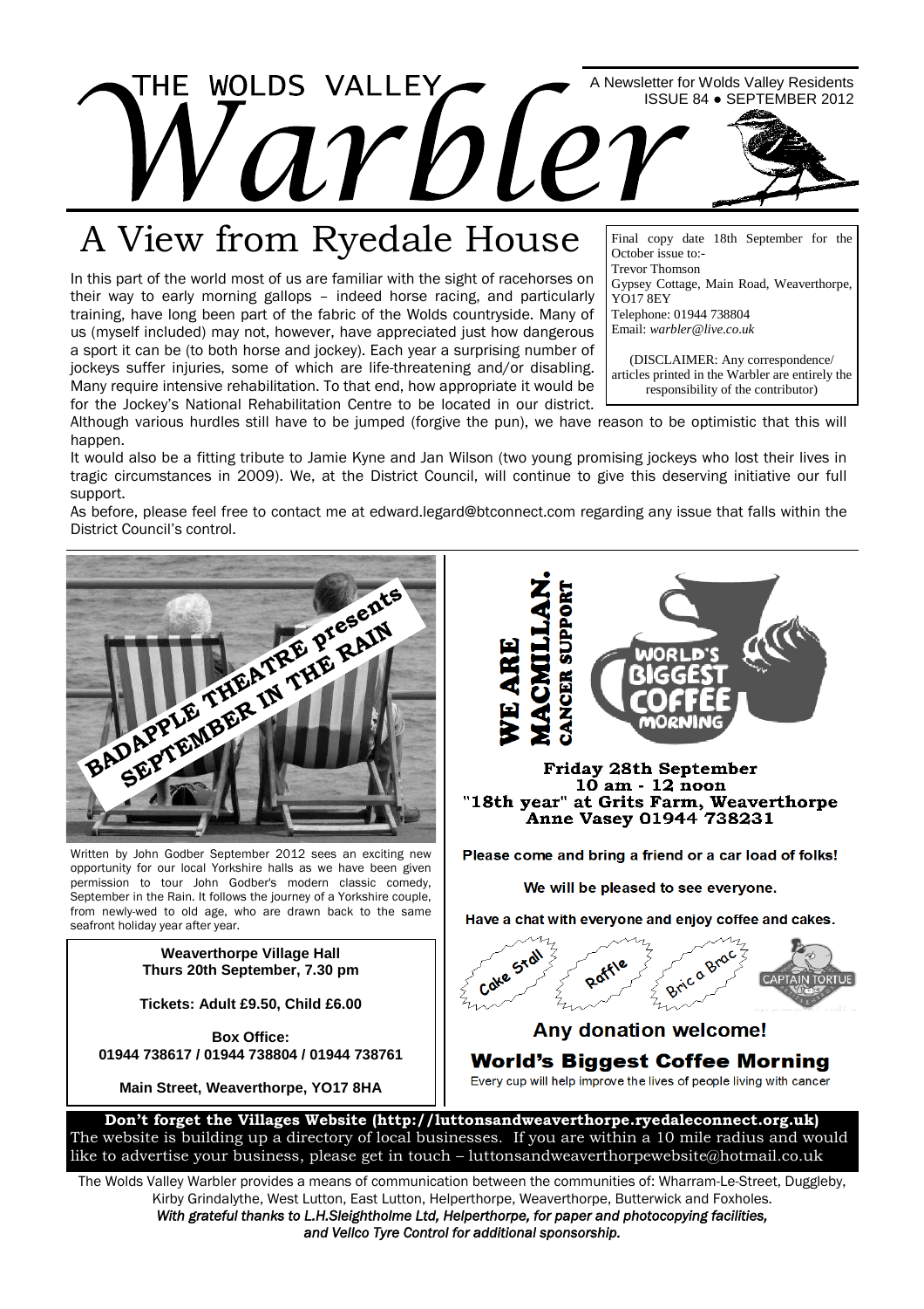# THE WOLDS VALLEY Warbler

A Newsletter for Wolds Valley Residents
ISSUE 84 ● SEPTEMBER 2012

## A View from Ryedale House

In this part of the world most of us are familiar with the sight of racehorses on their way to early morning gallops – indeed horse racing, and particularly training, have long been part of the fabric of the Wolds countryside. Many of us (myself included) may not, however, have appreciated just how dangerous a sport it can be (to both horse and jockey). Each year a surprising number of jockeys suffer injuries, some of which are life-threatening and/or disabling. Many require intensive rehabilitation. To that end, how appropriate it would be for the Jockey's National Rehabilitation Centre to be located in our district. Although various hurdles still have to be jumped (forgive the pun), we have reason to be optimistic that this will happen.

It would also be a fitting tribute to Jamie Kyne and Jan Wilson (two young promising jockeys who lost their lives in tragic circumstances in 2009). We, at the District Council, will continue to give this deserving initiative our full support.

As before, please feel free to contact me at edward.legard@btconnect.com regarding any issue that falls within the District Council's control.

Final copy date 18th September for the October issue to:-
Trevor Thomson
Gypsey Cottage, Main Road, Weaverthorpe, YO17 8EY
Telephone: 01944 738804
Email: *warbler@live.co.uk*

(DISCLAIMER: Any correspondence/ articles printed in the Warbler are entirely the responsibility of the contributor)

---

**BADAPPLE THEATRE presents SEPTEMBER IN THE RAIN**

Written by John Godber September 2012 sees an exciting new opportunity for our local Yorkshire halls as we have been given permission to tour John Godber's modern classic comedy, September in the Rain. It follows the journey of a Yorkshire couple, from newly-wed to old age, who are drawn back to the same seafront holiday year after year.

**Weaverthorpe Village Hall**
**Thurs 20th September, 7.30 pm**

**Tickets: Adult £9.50, Child £6.00**

**Box Office:**
**01944 738617 / 01944 738804 / 01944 738761**

**Main Street, Weaverthorpe, YO17 8HA**

---

**WE ARE MACMILLAN. CANCER SUPPORT**

**WORLD'S BIGGEST COFFEE MORNING**

**Friday 28th September**
**10 am - 12 noon**
**"18th year" at Grits Farm, Weaverthorpe**
**Anne Vasey 01944 738231**

**Please come and bring a friend or a car load of folks!**

**We will be pleased to see everyone.**

**Have a chat with everyone and enjoy coffee and cakes.**

Cake Stall · Raffle · Bric a Brac · CAPTAIN TORTUE

**Any donation welcome!**

**World's Biggest Coffee Morning**
Every cup will help improve the lives of people living with cancer

---

**Don't forget the Villages Website (http://luttonsandweaverthorpe.ryedaleconnect.org.uk)**
The website is building up a directory of local businesses. If you are within a 10 mile radius and would like to advertise your business, please get in touch – luttonsandweaverthorpewebsite@hotmail.co.uk

The Wolds Valley Warbler provides a means of communication between the communities of: Wharram-Le-Street, Duggleby, Kirby Grindalythe, West Lutton, East Lutton, Helperthorpe, Weaverthorpe, Butterwick and Foxholes.
*With grateful thanks to L.H.Sleightholme Ltd, Helperthorpe, for paper and photocopying facilities, and Vellco Tyre Control for additional sponsorship.*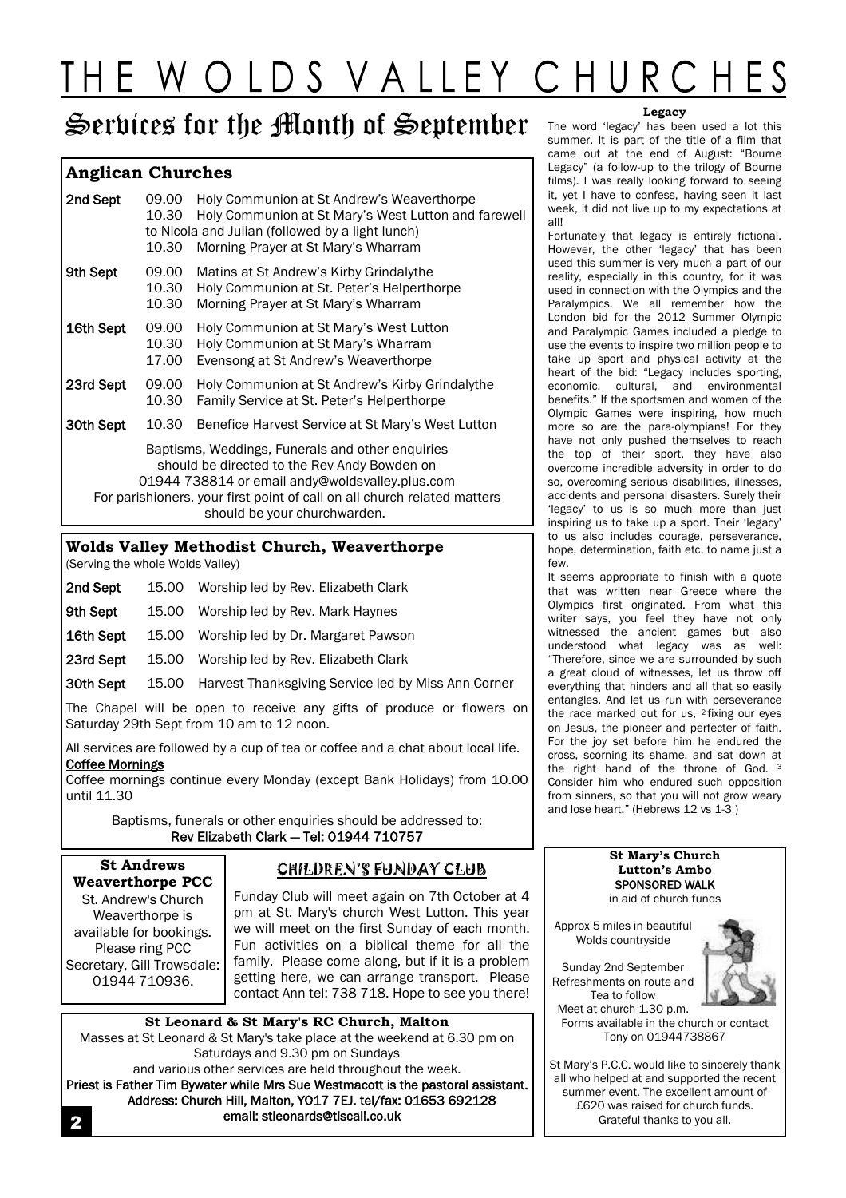# THE WOLDS VALLEY CHURCHES

## Services for the Month of September

### Anglican Churches

| | | |
|---|---|---|
| **2nd Sept** | 09.00 | Holy Communion at St Andrew's Weaverthorpe |
| | 10.30 | Holy Communion at St Mary's West Lutton and farewell to Nicola and Julian (followed by a light lunch) |
| | 10.30 | Morning Prayer at St Mary's Wharram |
| **9th Sept** | 09.00 | Matins at St Andrew's Kirby Grindalythe |
| | 10.30 | Holy Communion at St. Peter's Helperthorpe |
| | 10.30 | Morning Prayer at St Mary's Wharram |
| **16th Sept** | 09.00 | Holy Communion at St Mary's West Lutton |
| | 10.30 | Holy Communion at St Mary's Wharram |
| | 17.00 | Evensong at St Andrew's Weaverthorpe |
| **23rd Sept** | 09.00 | Holy Communion at St Andrew's Kirby Grindalythe |
| | 10.30 | Family Service at St. Peter's Helperthorpe |
| **30th Sept** | 10.30 | Benefice Harvest Service at St Mary's West Lutton |

Baptisms, Weddings, Funerals and other enquiries should be directed to the Rev Andy Bowden on 01944 738814 or email andy@woldsvalley.plus.com
For parishioners, your first point of call on all church related matters should be your churchwarden.

### Wolds Valley Methodist Church, Weaverthorpe

(Serving the whole Wolds Valley)

| | | |
|---|---|---|
| **2nd Sept** | 15.00 | Worship led by Rev. Elizabeth Clark |
| **9th Sept** | 15.00 | Worship led by Rev. Mark Haynes |
| **16th Sept** | 15.00 | Worship led by Dr. Margaret Pawson |
| **23rd Sept** | 15.00 | Worship led by Rev. Elizabeth Clark |
| **30th Sept** | 15.00 | Harvest Thanksgiving Service led by Miss Ann Corner |

The Chapel will be open to receive any gifts of produce or flowers on Saturday 29th Sept from 10 am to 12 noon.

All services are followed by a cup of tea or coffee and a chat about local life.

**Coffee Mornings**

Coffee mornings continue every Monday (except Bank Holidays) from 10.00 until 11.30

Baptisms, funerals or other enquiries should be addressed to:
Rev Elizabeth Clark — Tel: 01944 710757

### St Andrews Weaverthorpe PCC

St. Andrew's Church Weaverthorpe is available for bookings. Please ring PCC Secretary, Gill Trowsdale: 01944 710936.

### CHILDREN'S FUNDAY CLUB

Funday Club will meet again on 7th October at 4 pm at St. Mary's church West Lutton. This year we will meet on the first Sunday of each month. Fun activities on a biblical theme for all the family. Please come along, but if it is a problem getting here, we can arrange transport. Please contact Ann tel: 738-718. Hope to see you there!

### St Leonard & St Mary's RC Church, Malton

Masses at St Leonard & St Mary's take place at the weekend at 6.30 pm on Saturdays and 9.30 pm on Sundays and various other services are held throughout the week.
Priest is Father Tim Bywater while Mrs Sue Westmacott is the pastoral assistant.
Address: Church Hill, Malton, YO17 7EJ. tel/fax: 01653 692128
email: stleonards@tiscali.co.uk

### Legacy

The word 'legacy' has been used a lot this summer. It is part of the title of a film that came out at the end of August: "Bourne Legacy" (a follow-up to the trilogy of Bourne films). I was really looking forward to seeing it, yet I have to confess, having seen it last week, it did not live up to my expectations at all!

Fortunately that legacy is entirely fictional. However, the other 'legacy' that has been used this summer is very much a part of our reality, especially in this country, for it was used in connection with the Olympics and the Paralympics. We all remember how the London bid for the 2012 Summer Olympic and Paralympic Games included a pledge to use the events to inspire two million people to take up sport and physical activity at the heart of the bid: "Legacy includes sporting, economic, cultural, and environmental benefits." If the sportsmen and women of the Olympic Games were inspiring, how much more so are the para-olympians! For they have not only pushed themselves to reach the top of their sport, they have also overcome incredible adversity in order to do so, overcoming serious disabilities, illnesses, accidents and personal disasters. Surely their 'legacy' to us is so much more than just inspiring us to take up a sport. Their 'legacy' to us also includes courage, perseverance, hope, determination, faith etc. to name just a few.

It seems appropriate to finish with a quote that was written near Greece where the Olympics first originated. From what this writer says, you feel they have not only witnessed the ancient games but also understood what legacy was as well: "Therefore, since we are surrounded by such a great cloud of witnesses, let us throw off everything that hinders and all that so easily entangles. And let us run with perseverance the race marked out for us, [2] fixing our eyes on Jesus, the pioneer and perfecter of faith. For the joy set before him he endured the cross, scorning its shame, and sat down at the right hand of the throne of God. [3] Consider him who endured such opposition from sinners, so that you will not grow weary and lose heart." (Hebrews 12 vs 1-3 )

### St Mary's Church Lutton's Ambo

**SPONSORED WALK**
in aid of church funds

Approx 5 miles in beautiful Wolds countryside

Sunday 2nd September
Refreshments on route and Tea to follow
Meet at church 1.30 p.m.
Forms available in the church or contact Tony on 01944738867

St Mary's P.C.C. would like to sincerely thank all who helped at and supported the recent summer event. The excellent amount of £620 was raised for church funds.
Grateful thanks to you all.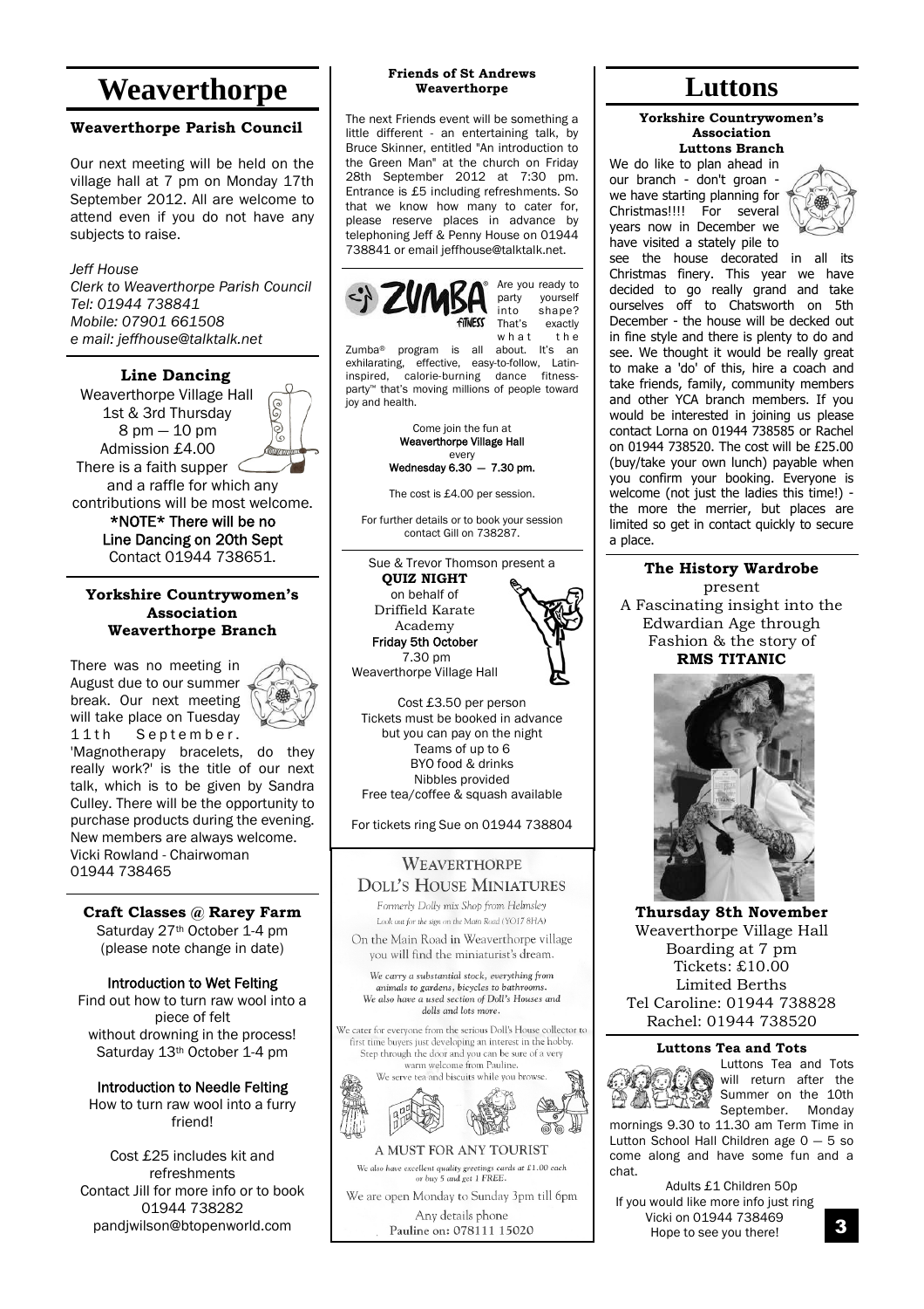# Weaverthorpe

## Weaverthorpe Parish Council

Our next meeting will be held on the village hall at 7 pm on Monday 17th September 2012. All are welcome to attend even if you do not have any subjects to raise.

*Jeff House*
*Clerk to Weaverthorpe Parish Council*
*Tel: 01944 738841*
*Mobile: 07901 661508*
*e mail: jeffhouse@talktalk.net*

## Line Dancing

Weaverthorpe Village Hall
1st & 3rd Thursday
8 pm — 10 pm
Admission £4.00
There is a faith supper and a raffle for which any contributions will be most welcome.

**\*NOTE\* There will be no Line Dancing on 20th Sept**
Contact 01944 738651.

## Yorkshire Countrywomen's Association Weaverthorpe Branch

There was no meeting in August due to our summer break. Our next meeting will take place on Tuesday 11th September. 'Magnotherapy bracelets, do they really work?' is the title of our next talk, which is to be given by Sandra Culley. There will be the opportunity to purchase products during the evening. New members are always welcome.
Vicki Rowland - Chairwoman
01944 738465

## Craft Classes @ Rarey Farm

Saturday 27th October 1-4 pm
(please note change in date)

**Introduction to Wet Felting**
Find out how to turn raw wool into a piece of felt without drowning in the process!
Saturday 13th October 1-4 pm

**Introduction to Needle Felting**
How to turn raw wool into a furry friend!

Cost £25 includes kit and refreshments
Contact Jill for more info or to book
01944 738282
pandjwilson@btopenworld.com

## Friends of St Andrews Weaverthorpe

The next Friends event will be something a little different - an entertaining talk, by Bruce Skinner, entitled "An introduction to the Green Man" at the church on Friday 28th September 2012 at 7:30 pm. Entrance is £5 including refreshments. So that we know how many to cater for, please reserve places in advance by telephoning Jeff & Penny House on 01944 738841 or email jeffhouse@talktalk.net.

## ZUMBA FITNESS

Are you ready to party yourself into shape? That's exactly what the Zumba® program is all about. It's an exhilarating, effective, easy-to-follow, Latin-inspired, calorie-burning dance fitness-party™ that's moving millions of people toward joy and health.

Come join the fun at
**Weaverthorpe Village Hall**
every
**Wednesday 6.30 — 7.30 pm.**

The cost is £4.00 per session.

For further details or to book your session contact Gill on 738287.

Sue & Trevor Thomson present a
**QUIZ NIGHT**
on behalf of
Driffield Karate Academy
**Friday 5th October**
7.30 pm
Weaverthorpe Village Hall

Cost £3.50 per person
Tickets must be booked in advance but you can pay on the night
Teams of up to 6
BYO food & drinks
Nibbles provided
Free tea/coffee & squash available

For tickets ring Sue on 01944 738804

## Weaverthorpe Doll's House Miniatures

*Formerly Dolly mix Shop from Helmsley*
*Look out for the sign on the Main Road (YO17 8HA)*

On the Main Road in Weaverthorpe village you will find the miniaturist's dream.

*We carry a substantial stock, everything from animals to gardens, bicycles to bathrooms. We also have a used section of Doll's Houses and dolls and lots more.*

We cater for everyone from the serious Doll's House collector to first time buyers just developing an interest in the hobby. Step through the door and you can be sure of a very warm welcome from Pauline. We serve tea and biscuits while you browse.

A MUST FOR ANY TOURIST

*We also have excellent quality greetings cards at £1.00 each or buy 5 and get 1 FREE.*

We are open Monday to Sunday 3pm till 6pm

Any details phone
Pauline on: 078111 15020

# Luttons

## Yorkshire Countrywomen's Association Luttons Branch

We do like to plan ahead in our branch - don't groan - we have starting planning for Christmas!!!! For several years now in December we have visited a stately pile to see the house decorated in all its Christmas finery. This year we have decided to go really grand and take ourselves off to Chatsworth on 5th December - the house will be decked out in fine style and there is plenty to do and see. We thought it would be really great to make a 'do' of this, hire a coach and take friends, family, community members and other YCA branch members. If you would be interested in joining us please contact Lorna on 01944 738585 or Rachel on 01944 738520. The cost will be £25.00 (buy/take your own lunch) payable when you confirm your booking. Everyone is welcome (not just the ladies this time!) - the more the merrier, but places are limited so get in contact quickly to secure a place.

## The History Wardrobe

present
A Fascinating insight into the Edwardian Age through Fashion & the story of
**RMS TITANIC**

**Thursday 8th November**
Weaverthorpe Village Hall
Boarding at 7 pm
Tickets: £10.00
Limited Berths
Tel Caroline: 01944 738828
Rachel: 01944 738520

## Luttons Tea and Tots

Luttons Tea and Tots will return after the Summer on the 10th September. Monday mornings 9.30 to 11.30 am Term Time in Lutton School Hall Children age 0 — 5 so come along and have some fun and a chat.

Adults £1 Children 50p
If you would like more info just ring
Vicki on 01944 738469
Hope to see you there!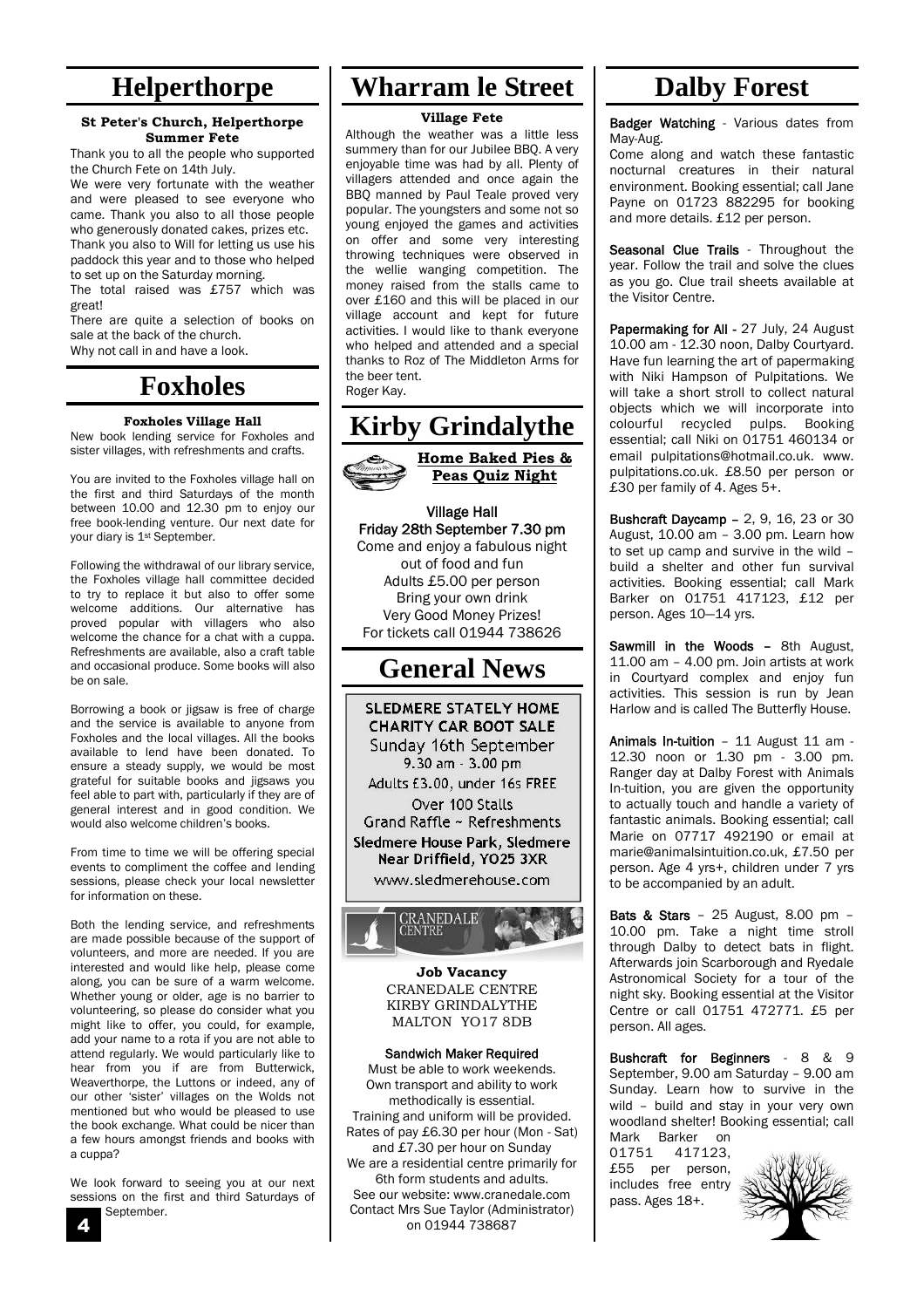# Helperthorpe

**St Peter's Church, Helperthorpe Summer Fete**

Thank you to all the people who supported the Church Fete on 14th July.

We were very fortunate with the weather and were pleased to see everyone who came. Thank you also to all those people who generously donated cakes, prizes etc.

Thank you also to Will for letting us use his paddock this year and to those who helped to set up on the Saturday morning.

The total raised was £757 which was great!

There are quite a selection of books on sale at the back of the church.

Why not call in and have a look.

# Foxholes

**Foxholes Village Hall**

New book lending service for Foxholes and sister villages, with refreshments and crafts.

You are invited to the Foxholes village hall on the first and third Saturdays of the month between 10.00 and 12.30 pm to enjoy our free book-lending venture. Our next date for your diary is 1st September.

Following the withdrawal of our library service, the Foxholes village hall committee decided to try to replace it but also to offer some welcome additions. Our alternative has proved popular with villagers who also welcome the chance for a chat with a cuppa. Refreshments are available, also a craft table and occasional produce. Some books will also be on sale.

Borrowing a book or jigsaw is free of charge and the service is available to anyone from Foxholes and the local villages. All the books available to lend have been donated. To ensure a steady supply, we would be most grateful for suitable books and jigsaws you feel able to part with, particularly if they are of general interest and in good condition. We would also welcome children's books.

From time to time we will be offering special events to compliment the coffee and lending sessions, please check your local newsletter for information on these.

Both the lending service, and refreshments are made possible because of the support of volunteers, and more are needed. If you are interested and would like help, please come along, you can be sure of a warm welcome. Whether young or older, age is no barrier to volunteering, so please do consider what you might like to offer, you could, for example, add your name to a rota if you are not able to attend regularly. We would particularly like to hear from you if are from Butterwick, Weaverthorpe, the Luttons or indeed, any of our other 'sister' villages on the Wolds not mentioned but who would be pleased to use the book exchange. What could be nicer than a few hours amongst friends and books with a cuppa?

We look forward to seeing you at our next sessions on the first and third Saturdays of September.

# Wharram le Street

**Village Fete**

Although the weather was a little less summery than for our Jubilee BBQ. A very enjoyable time was had by all. Plenty of villagers attended and once again the BBQ manned by Paul Teale proved very popular. The youngsters and some not so young enjoyed the games and activities on offer and some very interesting throwing techniques were observed in the wellie wanging competition. The money raised from the stalls came to over £160 and this will be placed in our village account and kept for future activities. I would like to thank everyone who helped and attended and a special thanks to Roz of The Middleton Arms for the beer tent.

Roger Kay.

# Kirby Grindalythe

**Home Baked Pies & Peas Quiz Night**

Village Hall
Friday 28th September 7.30 pm
Come and enjoy a fabulous night out of food and fun
Adults £5.00 per person
Bring your own drink
Very Good Money Prizes!
For tickets call 01944 738626

# General News

**SLEDMERE STATELY HOME CHARITY CAR BOOT SALE**

Sunday 16th September
9.30 am - 3.00 pm
Adults £3.00, under 16s FREE
Over 100 Stalls
Grand Raffle ~ Refreshments
Sledmere House Park, Sledmere Near Driffield, YO25 3XR
www.sledmerehouse.com

CRANEDALE CENTRE

**Job Vacancy**
CRANEDALE CENTRE
KIRBY GRINDALYTHE
MALTON YO17 8DB

**Sandwich Maker Required**

Must be able to work weekends.
Own transport and ability to work methodically is essential.
Training and uniform will be provided.
Rates of pay £6.30 per hour (Mon - Sat) and £7.30 per hour on Sunday
We are a residential centre primarily for 6th form students and adults.
See our website: www.cranedale.com
Contact Mrs Sue Taylor (Administrator) on 01944 738687

# Dalby Forest

**Badger Watching** - Various dates from May-Aug.
Come along and watch these fantastic nocturnal creatures in their natural environment. Booking essential; call Jane Payne on 01723 882295 for booking and more details. £12 per person.

**Seasonal Clue Trails** - Throughout the year. Follow the trail and solve the clues as you go. Clue trail sheets available at the Visitor Centre.

**Papermaking for All** - 27 July, 24 August 10.00 am - 12.30 noon, Dalby Courtyard. Have fun learning the art of papermaking with Niki Hampson of Pulpitations. We will take a short stroll to collect natural objects which we will incorporate into colourful recycled pulps. Booking essential; call Niki on 01751 460134 or email pulpitations@hotmail.co.uk. www. pulpitations.co.uk. £8.50 per person or £30 per family of 4. Ages 5+.

**Bushcraft Daycamp** – 2, 9, 16, 23 or 30 August, 10.00 am – 3.00 pm. Learn how to set up camp and survive in the wild – build a shelter and other fun survival activities. Booking essential; call Mark Barker on 01751 417123, £12 per person. Ages 10—14 yrs.

**Sawmill in the Woods** – 8th August, 11.00 am – 4.00 pm. Join artists at work in Courtyard complex and enjoy fun activities. This session is run by Jean Harlow and is called The Butterfly House.

**Animals In-tuition** – 11 August 11 am - 12.30 noon or 1.30 pm - 3.00 pm. Ranger day at Dalby Forest with Animals In-tuition, you are given the opportunity to actually touch and handle a variety of fantastic animals. Booking essential; call Marie on 07717 492190 or email at marie@animalsintuition.co.uk, £7.50 per person. Age 4 yrs+, children under 7 yrs to be accompanied by an adult.

**Bats & Stars** – 25 August, 8.00 pm – 10.00 pm. Take a night time stroll through Dalby to detect bats in flight. Afterwards join Scarborough and Ryedale Astronomical Society for a tour of the night sky. Booking essential at the Visitor Centre or call 01751 472771. £5 per person. All ages.

**Bushcraft for Beginners** - 8 & 9 September, 9.00 am Saturday – 9.00 am Sunday. Learn how to survive in the wild – build and stay in your very own woodland shelter! Booking essential; call Mark Barker on 01751 417123, £55 per person, includes free entry pass. Ages 18+.